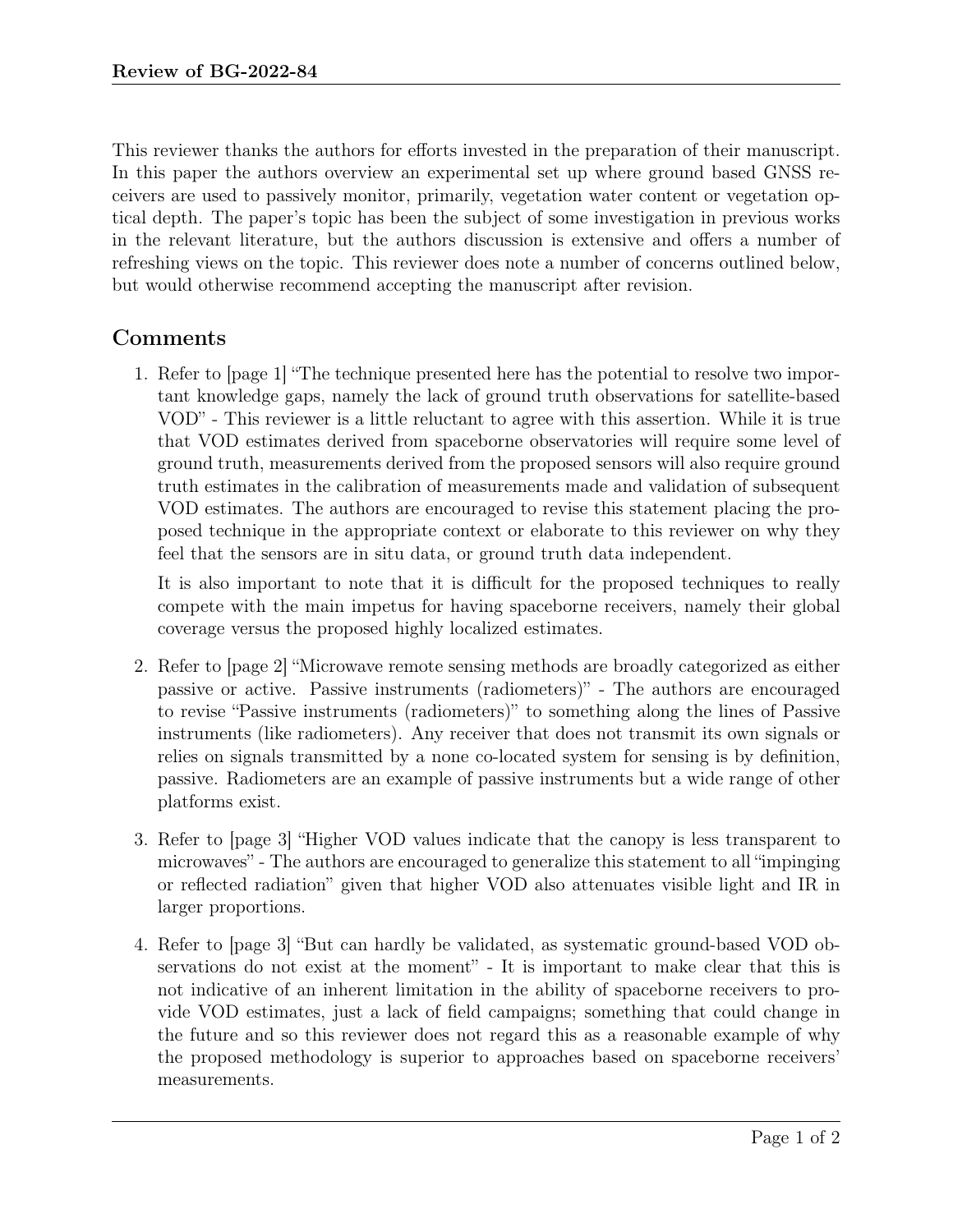This reviewer thanks the authors for efforts invested in the preparation of their manuscript. In this paper the authors overview an experimental set up where ground based GNSS receivers are used to passively monitor, primarily, vegetation water content or vegetation optical depth. The paper's topic has been the subject of some investigation in previous works in the relevant literature, but the authors discussion is extensive and offers a number of refreshing views on the topic. This reviewer does note a number of concerns outlined below, but would otherwise recommend accepting the manuscript after revision.

## Comments

1. Refer to [page 1] "The technique presented here has the potential to resolve two important knowledge gaps, namely the lack of ground truth observations for satellite-based VOD" - This reviewer is a little reluctant to agree with this assertion. While it is true that VOD estimates derived from spaceborne observatories will require some level of ground truth, measurements derived from the proposed sensors will also require ground truth estimates in the calibration of measurements made and validation of subsequent VOD estimates. The authors are encouraged to revise this statement placing the proposed technique in the appropriate context or elaborate to this reviewer on why they feel that the sensors are in situ data, or ground truth data independent.

   It is also important to note that it is difficult for the proposed techniques to really compete with the main impetus for having spaceborne receivers, namely their global coverage versus the proposed highly localized estimates.

2. Refer to [page 2] "Microwave remote sensing methods are broadly categorized as either passive or active. Passive instruments (radiometers)" - The authors are encouraged to revise "Passive instruments (radiometers)" to something along the lines of Passive instruments (like radiometers). Any receiver that does not transmit its own signals or relies on signals transmitted by a none co-located system for sensing is by definition, passive. Radiometers are an example of passive instruments but a wide range of other platforms exist.

3. Refer to [page 3] "Higher VOD values indicate that the canopy is less transparent to microwaves" - The authors are encouraged to generalize this statement to all "impinging or reflected radiation" given that higher VOD also attenuates visible light and IR in larger proportions.

4. Refer to [page 3] "But can hardly be validated, as systematic ground-based VOD observations do not exist at the moment" - It is important to make clear that this is not indicative of an inherent limitation in the ability of spaceborne receivers to provide VOD estimates, just a lack of field campaigns; something that could change in the future and so this reviewer does not regard this as a reasonable example of why the proposed methodology is superior to approaches based on spaceborne receivers' measurements.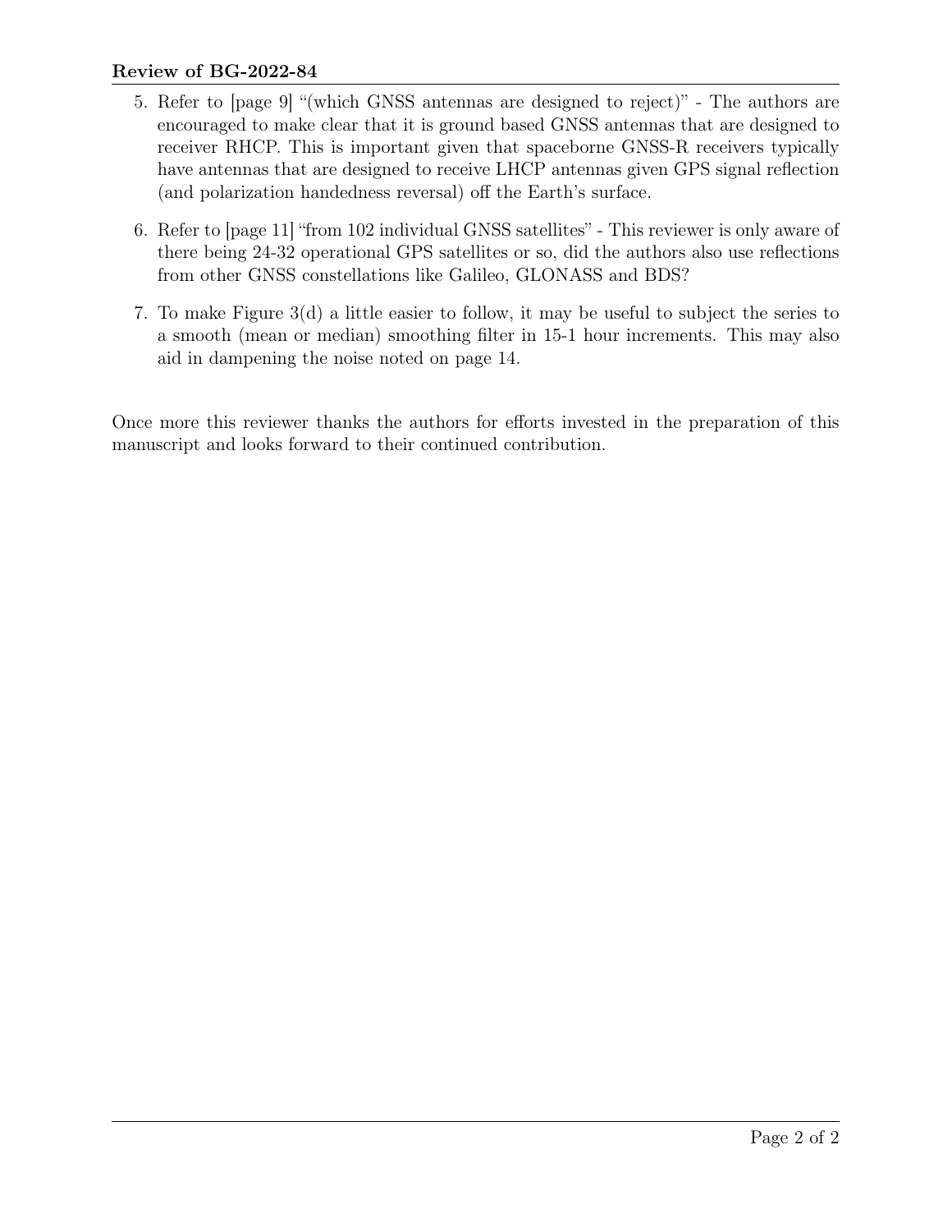5. Refer to [page 9] "(which GNSS antennas are designed to reject)" - The authors are encouraged to make clear that it is ground based GNSS antennas that are designed to receiver RHCP. This is important given that spaceborne GNSS-R receivers typically have antennas that are designed to receive LHCP antennas given GPS signal reflection (and polarization handedness reversal) off the Earth's surface.

6. Refer to [page 11] "from 102 individual GNSS satellites" - This reviewer is only aware of there being 24-32 operational GPS satellites or so, did the authors also use reflections from other GNSS constellations like Galileo, GLONASS and BDS?

7. To make Figure 3(d) a little easier to follow, it may be useful to subject the series to a smooth (mean or median) smoothing filter in 15-1 hour increments. This may also aid in dampening the noise noted on page 14.

Once more this reviewer thanks the authors for efforts invested in the preparation of this manuscript and looks forward to their continued contribution.